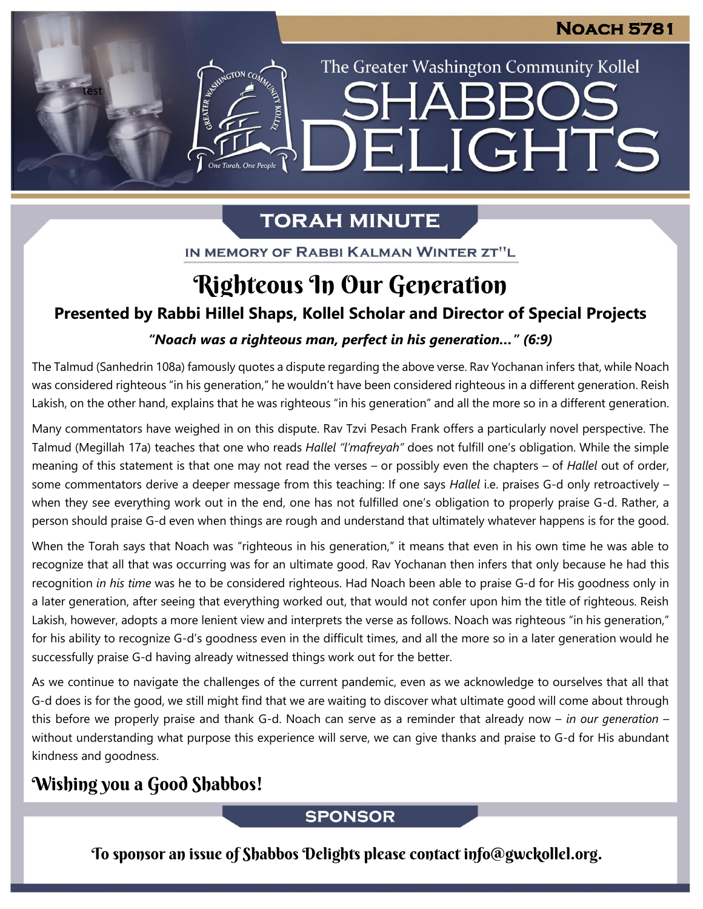**Noach 5781**

The Greater Washington Community Kollel

# Shabbos Delights

## Torah Minute

In Memory of Rabbi Kalman Winter zt"l

# Righteous In Our Generation

### Presented by Rabbi Hillel Shaps, Kollel Scholar and Director of Special Projects

***"Noach was a righteous man, perfect in his generation…" (6:9)***

The Talmud (Sanhedrin 108a) famously quotes a dispute regarding the above verse. Rav Yochanan infers that, while Noach was considered righteous "in his generation," he wouldn't have been considered righteous in a different generation. Reish Lakish, on the other hand, explains that he was righteous "in his generation" and all the more so in a different generation.

Many commentators have weighed in on this dispute. Rav Tzvi Pesach Frank offers a particularly novel perspective. The Talmud (Megillah 17a) teaches that one who reads *Hallel "l'mafreyah"* does not fulfill one's obligation. While the simple meaning of this statement is that one may not read the verses – or possibly even the chapters – of *Hallel* out of order, some commentators derive a deeper message from this teaching: If one says *Hallel* i.e. praises G-d only retroactively – when they see everything work out in the end, one has not fulfilled one's obligation to properly praise G-d. Rather, a person should praise G-d even when things are rough and understand that ultimately whatever happens is for the good.

When the Torah says that Noach was "righteous in his generation," it means that even in his own time he was able to recognize that all that was occurring was for an ultimate good. Rav Yochanan then infers that only because he had this recognition *in his time* was he to be considered righteous. Had Noach been able to praise G-d for His goodness only in a later generation, after seeing that everything worked out, that would not confer upon him the title of righteous. Reish Lakish, however, adopts a more lenient view and interprets the verse as follows. Noach was righteous "in his generation," for his ability to recognize G-d's goodness even in the difficult times, and all the more so in a later generation would he successfully praise G-d having already witnessed things work out for the better.

As we continue to navigate the challenges of the current pandemic, even as we acknowledge to ourselves that all that G-d does is for the good, we still might find that we are waiting to discover what ultimate good will come about through this before we properly praise and thank G-d. Noach can serve as a reminder that already now – *in our generation* – without understanding what purpose this experience will serve, we can give thanks and praise to G-d for His abundant kindness and goodness.

## Wishing you a Good Shabbos!

## Sponsor

To sponsor an issue of Shabbos Delights please contact info@gwckollel.org.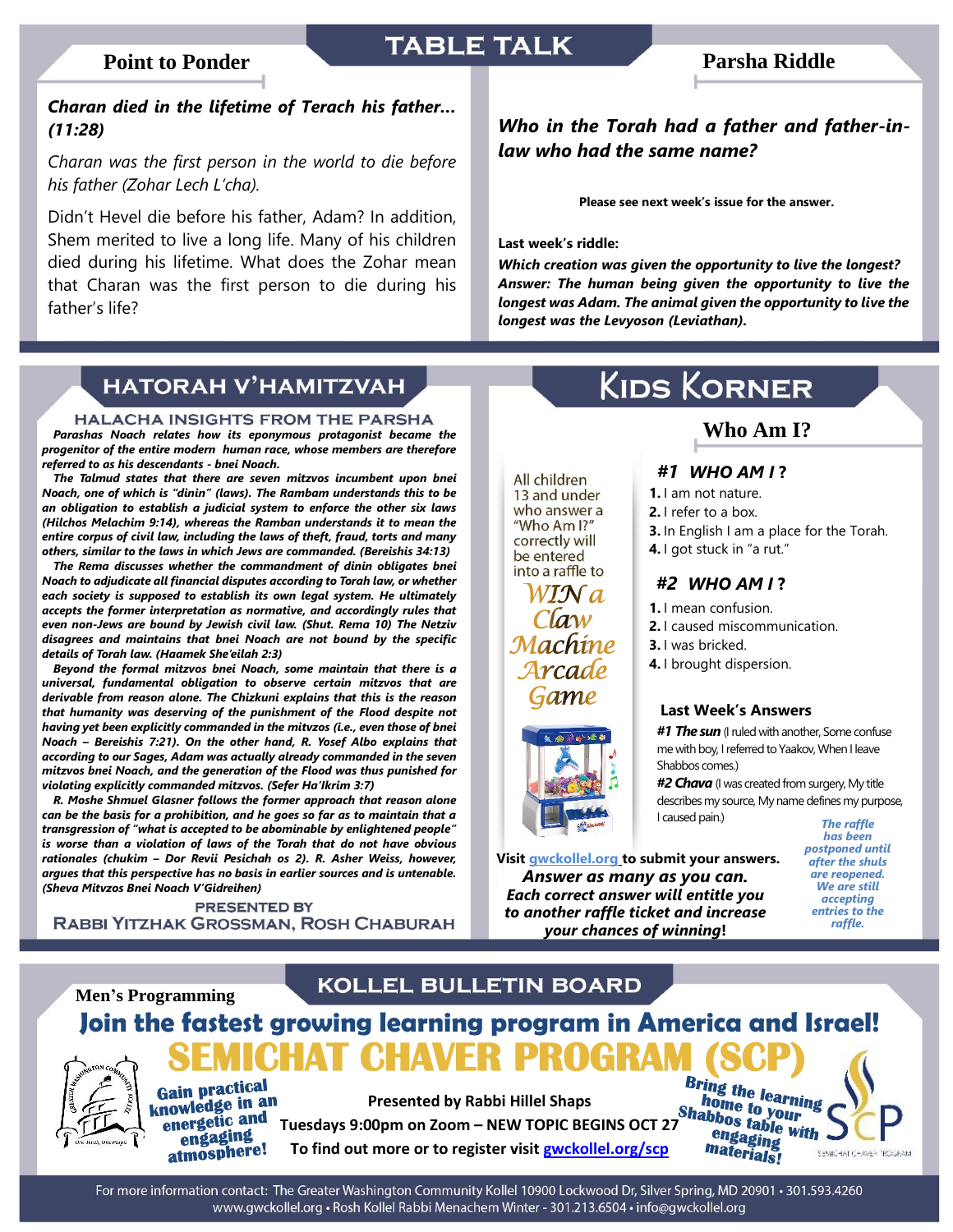# TABLE TALK

## Point to Ponder

***Charan died in the lifetime of Terach his father... (11:28)***

*Charan was the first person in the world to die before his father (Zohar Lech L'cha).*

Didn't Hevel die before his father, Adam? In addition, Shem merited to live a long life. Many of his children died during his lifetime. What does the Zohar mean that Charan was the first person to die during his father's life?

## Parsha Riddle

***Who in the Torah had a father and father-in-law who had the same name?***

**Please see next week's issue for the answer.**

**Last week's riddle:**

***Which creation was given the opportunity to live the longest? Answer: The human being given the opportunity to live the longest was Adam. The animal given the opportunity to live the longest was the Levyoson (Leviathan).***

# HATORAH V'HAMITZVAH

### HALACHA INSIGHTS FROM THE PARSHA

***Parashas Noach relates how its eponymous protagonist became the progenitor of the entire modern human race, whose members are therefore referred to as his descendants - bnei Noach.***

***The Talmud states that there are seven mitzvos incumbent upon bnei Noach, one of which is "dinin" (laws). The Rambam understands this to be an obligation to establish a judicial system to enforce the other six laws (Hilchos Melachim 9:14), whereas the Ramban understands it to mean the entire corpus of civil law, including the laws of theft, fraud, torts and many others, similar to the laws in which Jews are commanded. (Bereishis 34:13)***

***The Rema discusses whether the commandment of dinin obligates bnei Noach to adjudicate all financial disputes according to Torah law, or whether each society is supposed to establish its own legal system. He ultimately accepts the former interpretation as normative, and accordingly rules that even non-Jews are bound by Jewish civil law. (Shut. Rema 10) The Netziv disagrees and maintains that bnei Noach are not bound by the specific details of Torah law. (Haamek She'eilah 2:3)***

***Beyond the formal mitzvos bnei Noach, some maintain that there is a universal, fundamental obligation to observe certain mitzvos that are derivable from reason alone. The Chizkuni explains that this is the reason that humanity was deserving of the punishment of the Flood despite not having yet been explicitly commanded in the mitzvos (i.e., even those of bnei Noach – Bereishis 7:21). On the other hand, R. Yosef Albo explains that according to our Sages, Adam was actually already commanded in the seven mitzvos bnei Noach, and the generation of the Flood was thus punished for violating explicitly commanded mitzvos. (Sefer Ha'Ikrim 3:7)***

***R. Moshe Shmuel Glasner follows the former approach that reason alone can be the basis for a prohibition, and he goes so far as to maintain that a transgression of "what is accepted to be abominable by enlightened people" is worse than a violation of laws of the Torah that do not have obvious rationales (chukim – Dor Revii Pesichah os 2). R. Asher Weiss, however, argues that this perspective has no basis in earlier sources and is untenable. (Sheva Mitzvos Bnei Noach V'Gidreihen)***

PRESENTED BY
RABBI YITZHAK GROSSMAN, ROSH CHABURAH

# KIDS KORNER

## Who Am I?

All children 13 and under who answer a "Who Am I?" correctly will be entered into a raffle to

WIN a Claw Machine Arcade Game

### #1 WHO AM I?

1. I am not nature.
2. I refer to a box.
3. In English I am a place for the Torah.
4. I got stuck in "a rut."

### #2 WHO AM I?

1. I mean confusion.
2. I caused miscommunication.
3. I was bricked.
4. I brought dispersion.

### Last Week's Answers

***#1 The sun*** (I ruled with another, Some confuse me with boy, I referred to Yaakov, When I leave Shabbos comes.)

***#2 Chava*** (I was created from surgery, My title describes my source, My name defines my purpose, I caused pain.)

*The raffle has been postponed until after the shuls are reopened. We are still accepting entries to the raffle.*

**Visit gwckollel.org to submit your answers.**
***Answer as many as you can. Each correct answer will entitle you to another raffle ticket and increase your chances of winning!***

# KOLLEL BULLETIN BOARD

**Men's Programming**

## Join the fastest growing learning program in America and Israel!

## SEMICHAT CHAVER PROGRAM (SCP)

**Gain practical knowledge in an energetic and engaging atmosphere!**

**Presented by Rabbi Hillel Shaps**
**Tuesdays 9:00pm on Zoom – NEW TOPIC BEGINS OCT 27**
**To find out more or to register visit gwckollel.org/scp**

**Bring the learning home to your Shabbos table with engaging materials!**

For more information contact: The Greater Washington Community Kollel 10900 Lockwood Dr, Silver Spring, MD 20901 • 301.593.4260
www.gwckollel.org • Rosh Kollel Rabbi Menachem Winter - 301.213.6504 • info@gwckollel.org